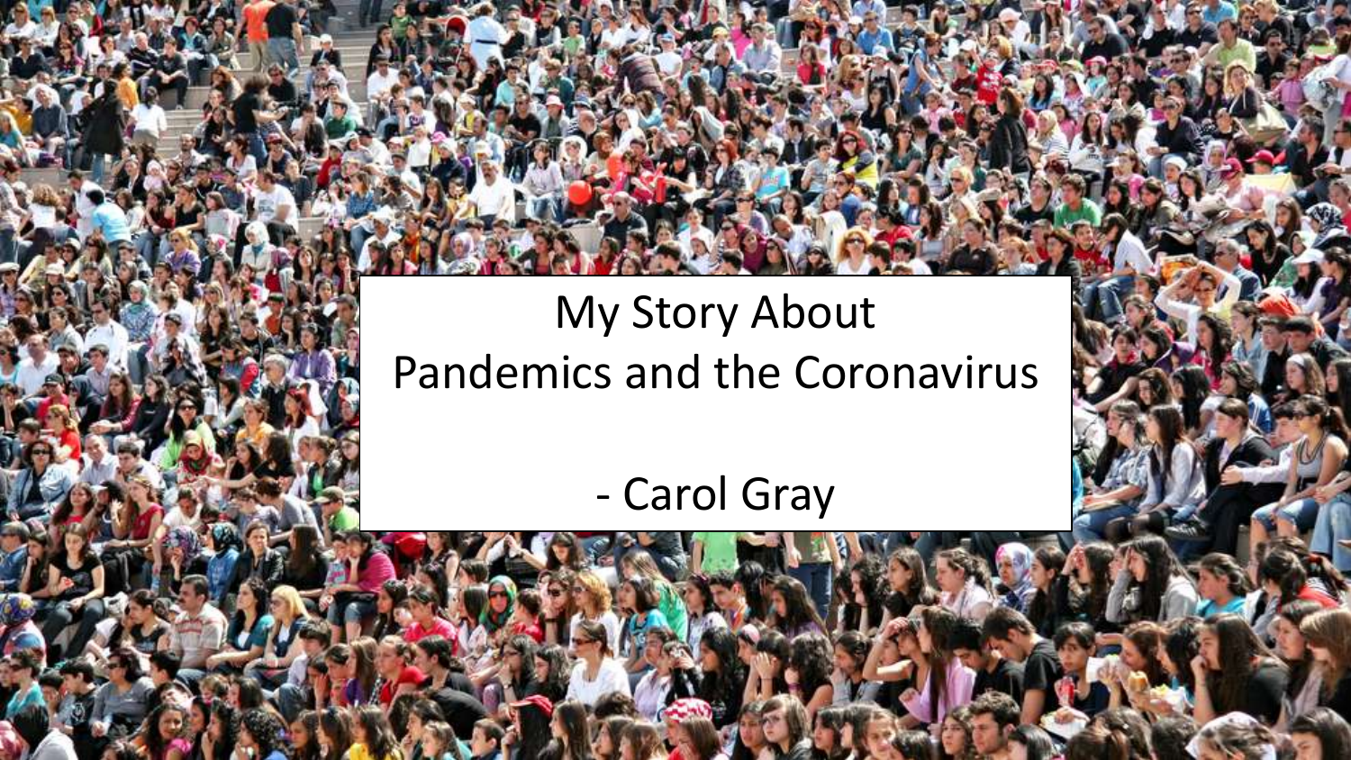# My Story About Pandemics and the Coronavirus

- Carol Gray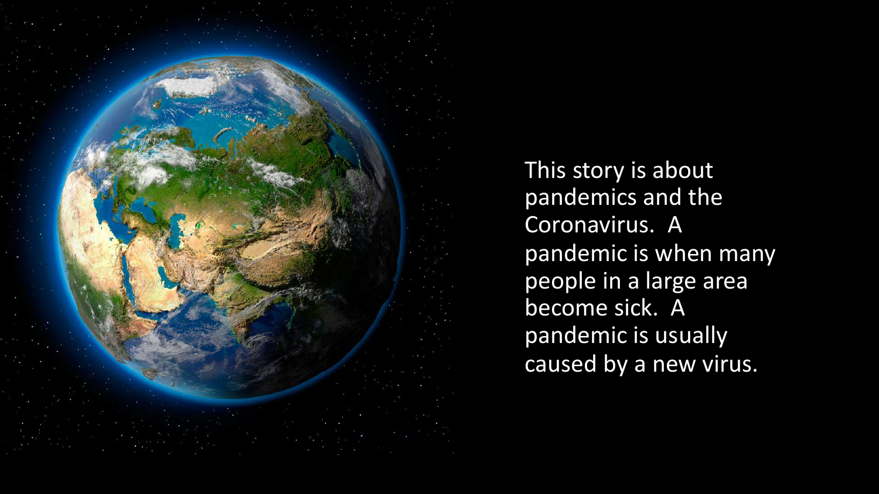This story is about pandemics and the Coronavirus. A pandemic is when many people in a large area become sick. A pandemic is usually caused by a new virus.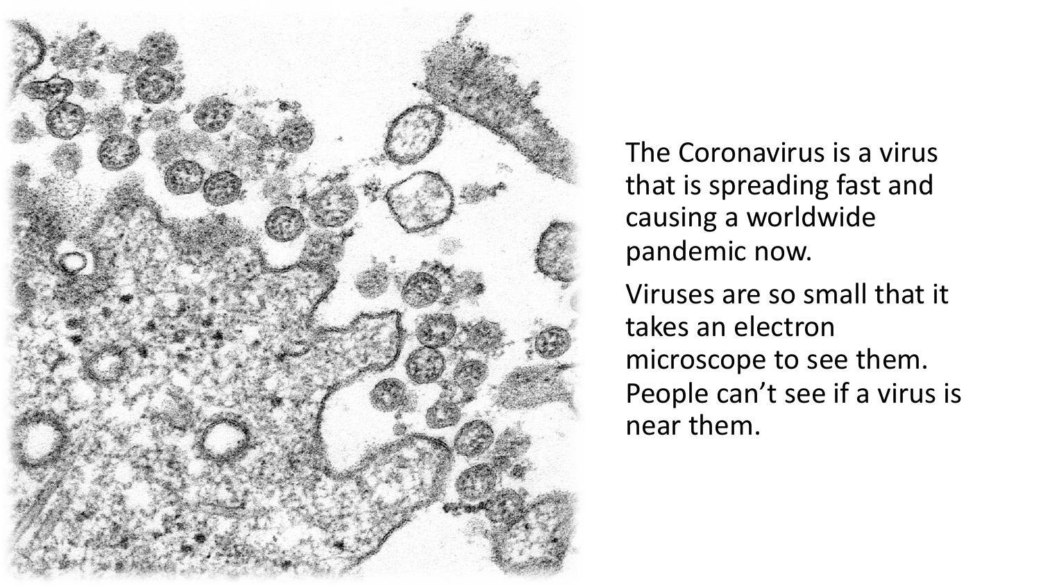The Coronavirus is a virus that is spreading fast and causing a worldwide pandemic now.

Viruses are so small that it takes an electron microscope to see them. People can't see if a virus is near them.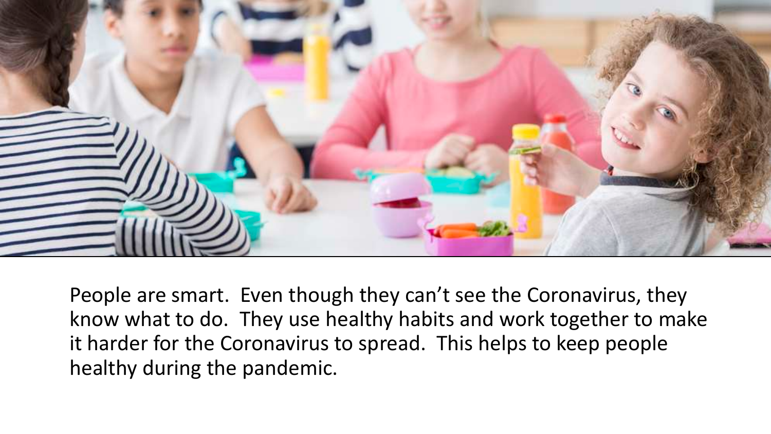People are smart. Even though they can't see the Coronavirus, they know what to do. They use healthy habits and work together to make it harder for the Coronavirus to spread. This helps to keep people healthy during the pandemic.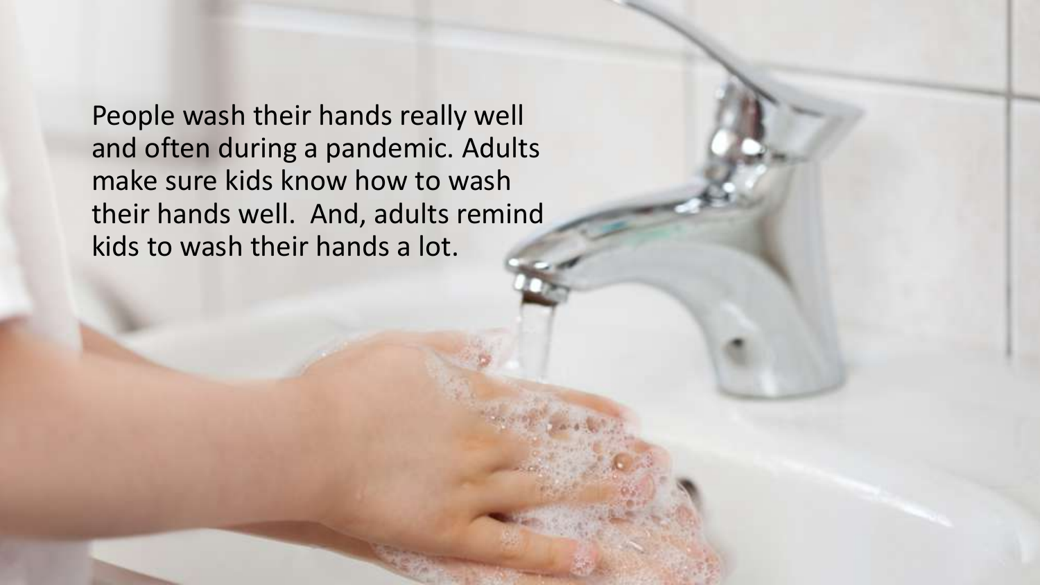People wash their hands really well and often during a pandemic. Adults make sure kids know how to wash their hands well.  And, adults remind kids to wash their hands a lot.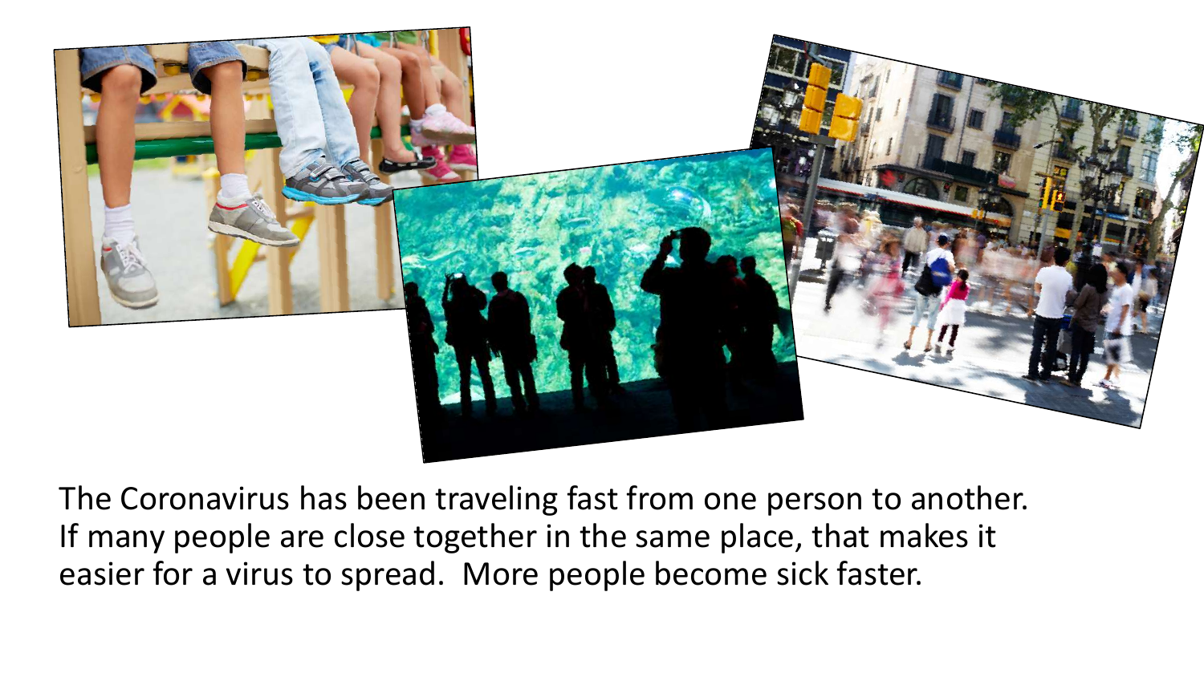The Coronavirus has been traveling fast from one person to another. If many people are close together in the same place, that makes it easier for a virus to spread. More people become sick faster.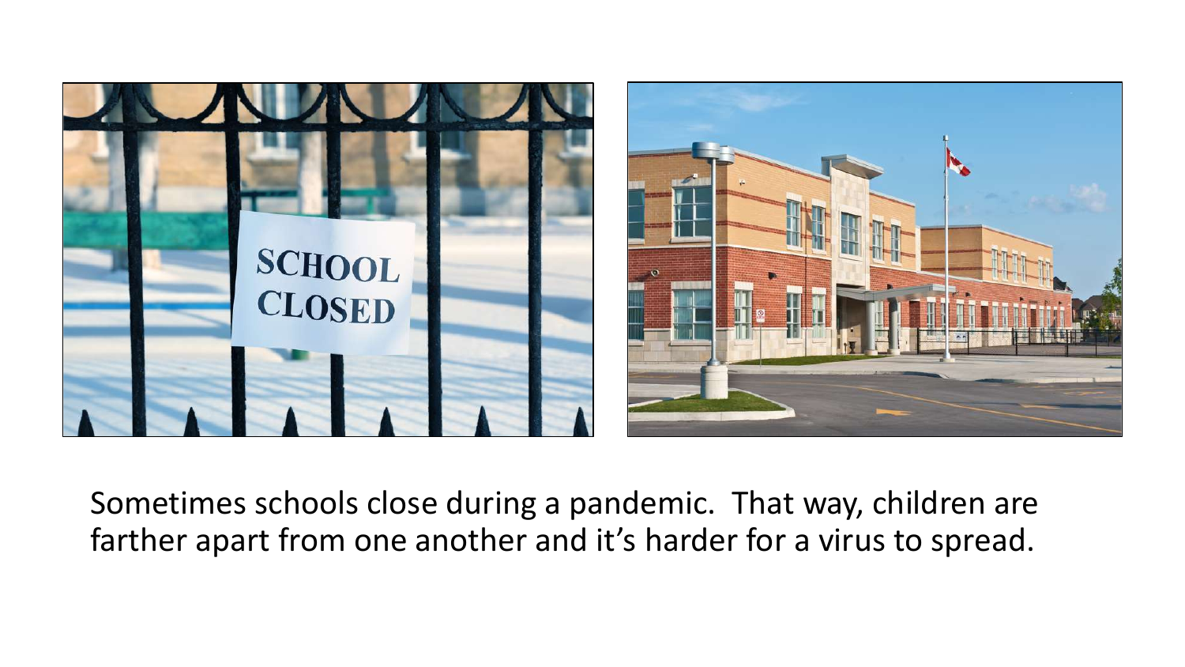Sometimes schools close during a pandemic. That way, children are farther apart from one another and it's harder for a virus to spread.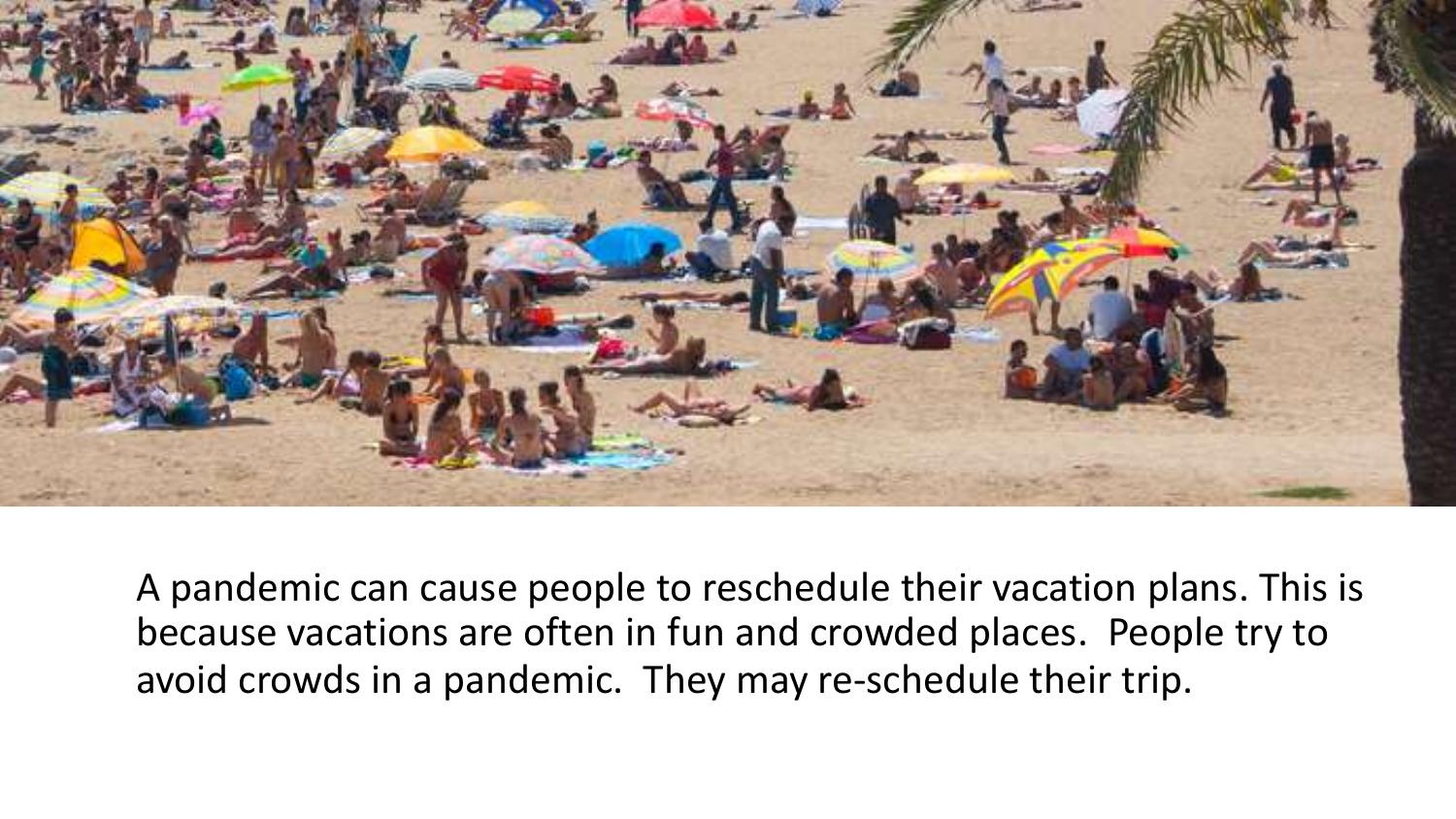A pandemic can cause people to reschedule their vacation plans. This is because vacations are often in fun and crowded places. People try to avoid crowds in a pandemic. They may re-schedule their trip.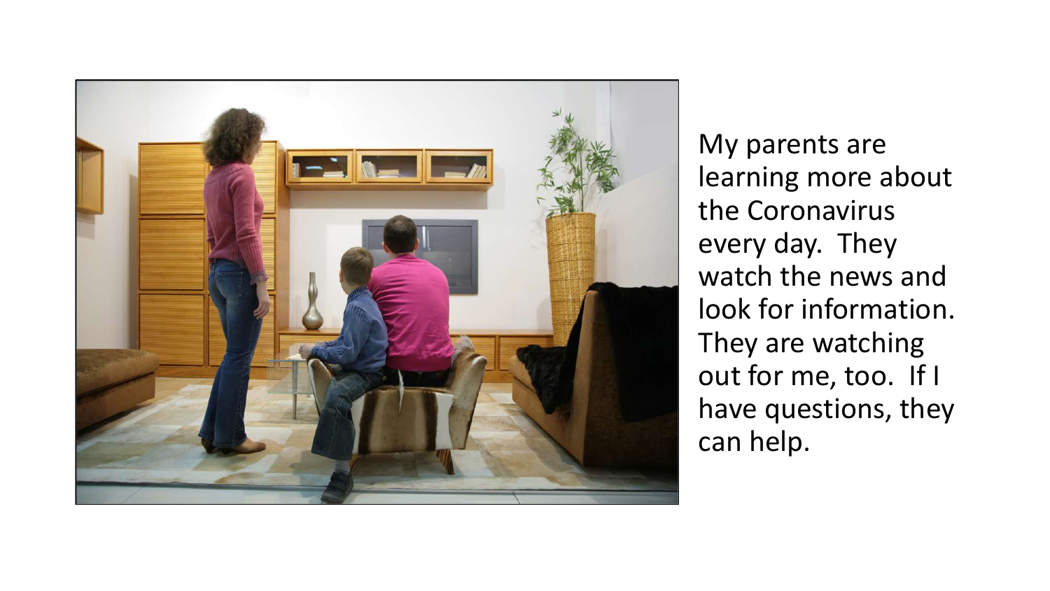My parents are learning more about the Coronavirus every day. They watch the news and look for information. They are watching out for me, too. If I have questions, they can help.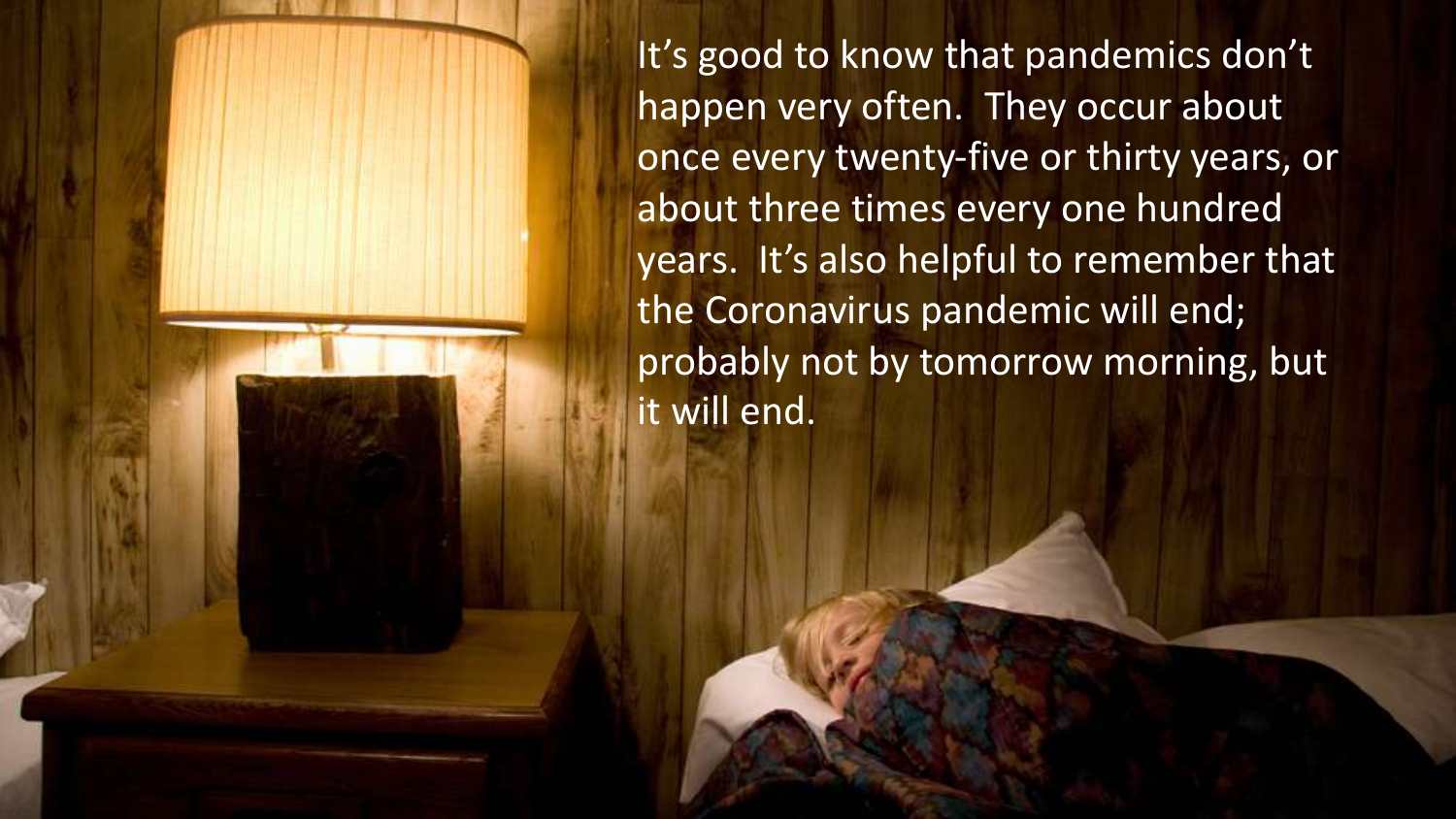It's good to know that pandemics don't happen very often. They occur about once every twenty-five or thirty years, or about three times every one hundred years. It's also helpful to remember that the Coronavirus pandemic will end; probably not by tomorrow morning, but it will end.